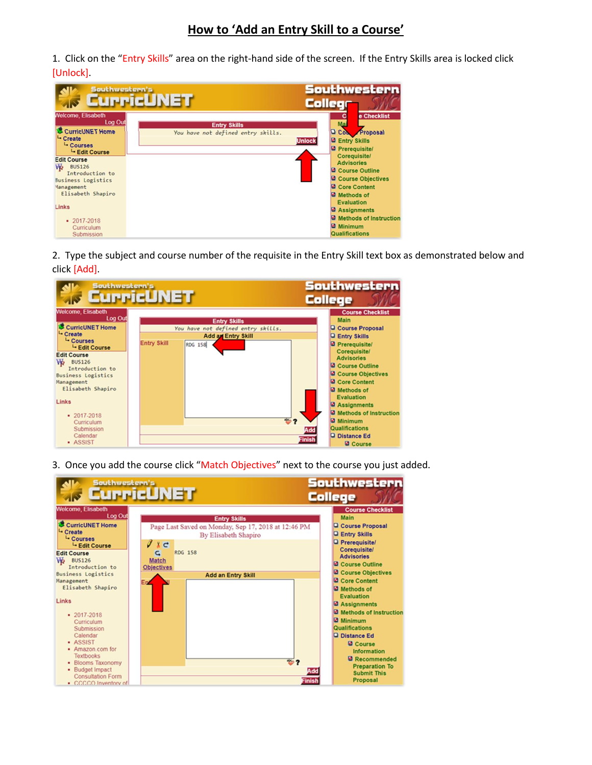# How to 'Add an Entry Skill to a Course'

1. Click on the "Entry Skills" area on the right-hand side of the screen. If the Entry Skills area is locked click [Unlock].

2. Type the subject and course number of the requisite in the Entry Skill text box as demonstrated below and click [Add].

3. Once you add the course click "Match Objectives" next to the course you just added.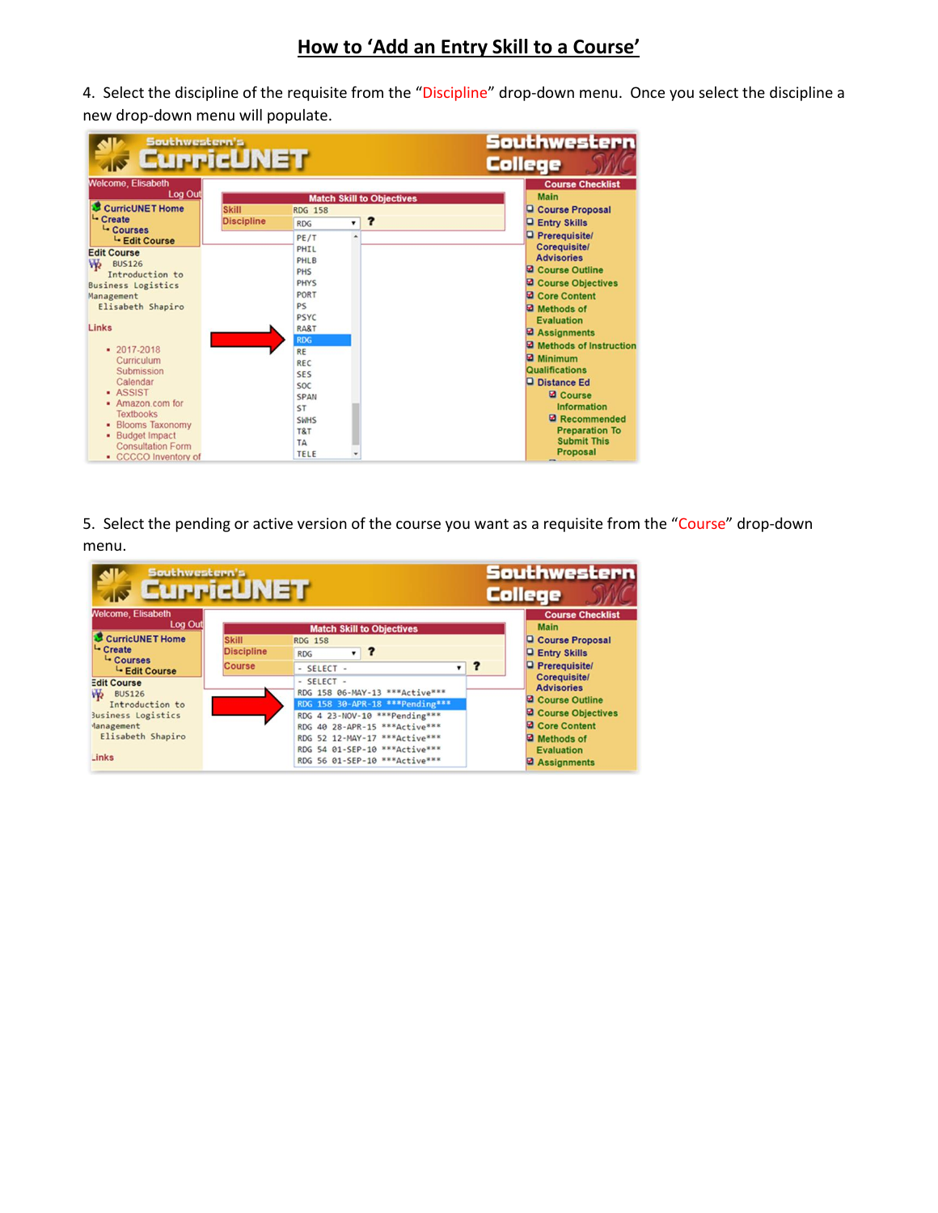# How to 'Add an Entry Skill to a Course'

4. Select the discipline of the requisite from the "Discipline" drop-down menu. Once you select the discipline a new drop-down menu will populate.

5. Select the pending or active version of the course you want as a requisite from the "Course" drop-down menu.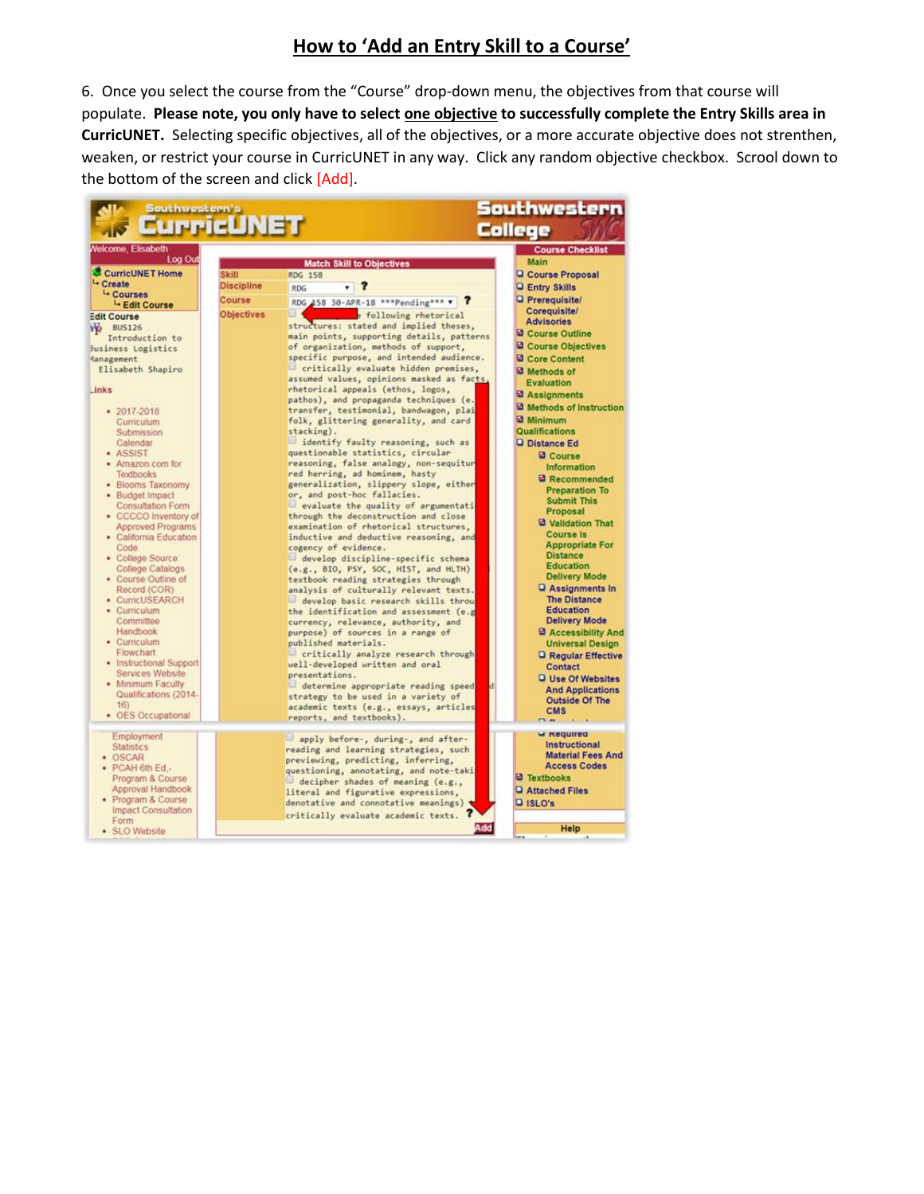# How to 'Add an Entry Skill to a Course'

6. Once you select the course from the "Course" drop-down menu, the objectives from that course will populate. **Please note, you only have to select <u>one objective</u> to successfully complete the Entry Skills area in CurricUNET.** Selecting specific objectives, all of the objectives, or a more accurate objective does not strenthen, weaken, or restrict your course in CurricUNET in any way. Click any random objective checkbox. Scrool down to the bottom of the screen and click [Add].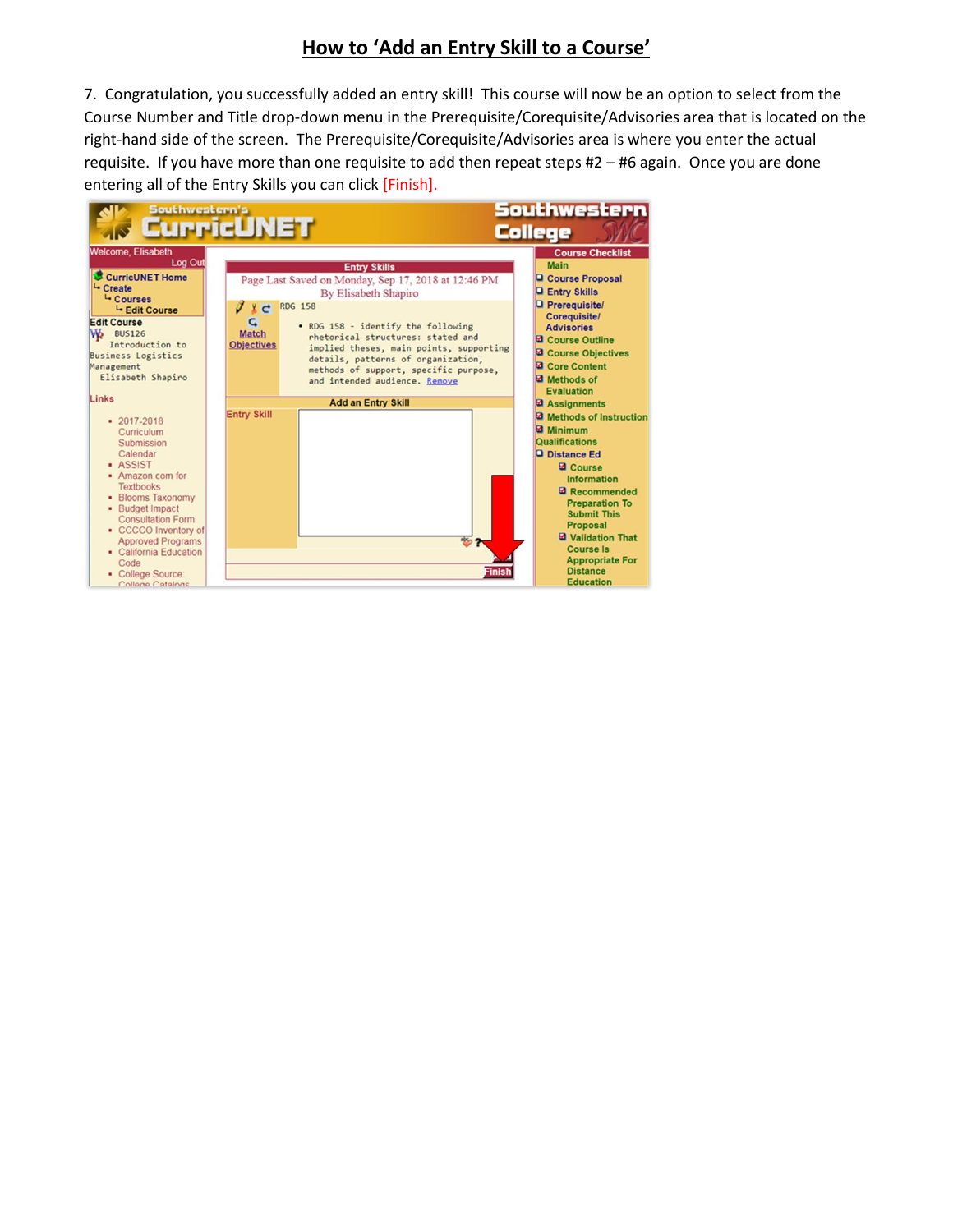# How to 'Add an Entry Skill to a Course'

7. Congratulation, you successfully added an entry skill! This course will now be an option to select from the Course Number and Title drop-down menu in the Prerequisite/Corequisite/Advisories area that is located on the right-hand side of the screen. The Prerequisite/Corequisite/Advisories area is where you enter the actual requisite. If you have more than one requisite to add then repeat steps #2 – #6 again. Once you are done entering all of the Entry Skills you can click [Finish].